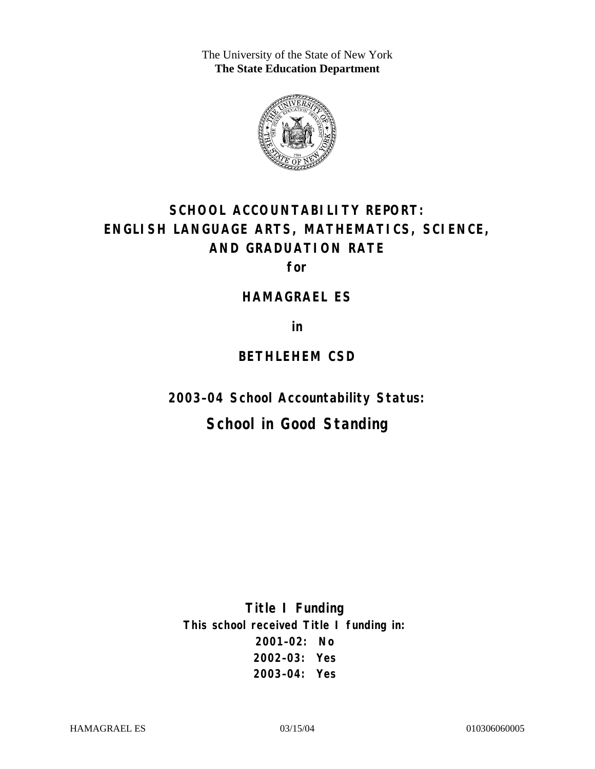The University of the State of New York
**The State Education Department**

# SCHOOL ACCOUNTABILITY REPORT: ENGLISH LANGUAGE ARTS, MATHEMATICS, SCIENCE, AND GRADUATION RATE

**for**

## HAMAGRAEL ES

**in**

## BETHLEHEM CSD

**2003–04 School Accountability Status:**

## School in Good Standing

**Title I Funding**

**This school received Title I funding in:**

**2001–02: No**
**2002–03: Yes**
**2003–04: Yes**

HAMAGRAEL ES 03/15/04 010306060005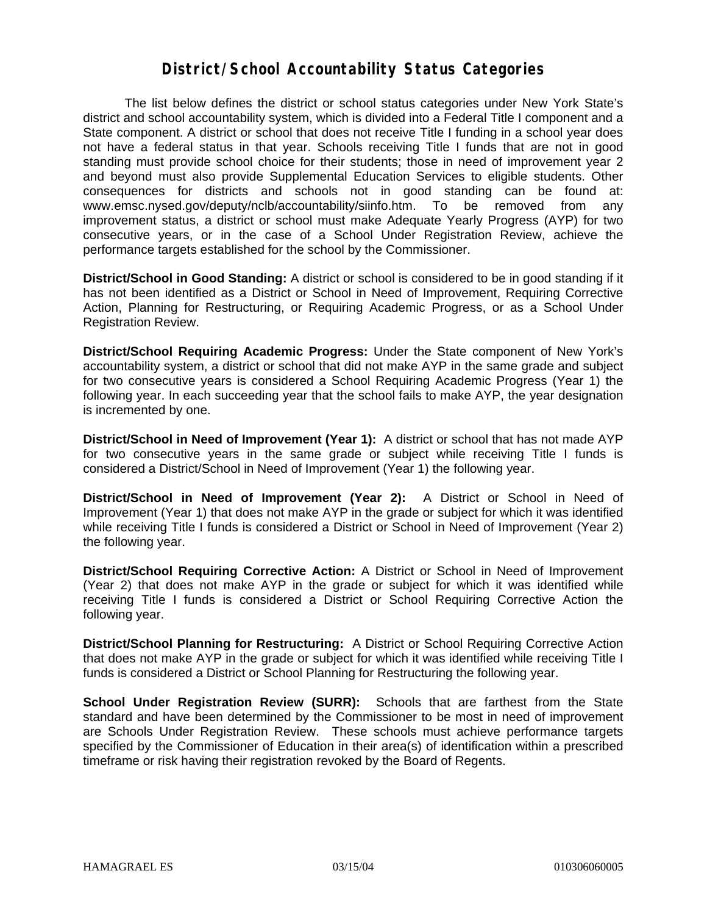# District/School Accountability Status Categories

The list below defines the district or school status categories under New York State's district and school accountability system, which is divided into a Federal Title I component and a State component. A district or school that does not receive Title I funding in a school year does not have a federal status in that year. Schools receiving Title I funds that are not in good standing must provide school choice for their students; those in need of improvement year 2 and beyond must also provide Supplemental Education Services to eligible students. Other consequences for districts and schools not in good standing can be found at: www.emsc.nysed.gov/deputy/nclb/accountability/siinfo.htm. To be removed from any improvement status, a district or school must make Adequate Yearly Progress (AYP) for two consecutive years, or in the case of a School Under Registration Review, achieve the performance targets established for the school by the Commissioner.

**District/School in Good Standing:** A district or school is considered to be in good standing if it has not been identified as a District or School in Need of Improvement, Requiring Corrective Action, Planning for Restructuring, or Requiring Academic Progress, or as a School Under Registration Review.

**District/School Requiring Academic Progress:** Under the State component of New York's accountability system, a district or school that did not make AYP in the same grade and subject for two consecutive years is considered a School Requiring Academic Progress (Year 1) the following year. In each succeeding year that the school fails to make AYP, the year designation is incremented by one.

**District/School in Need of Improvement (Year 1):** A district or school that has not made AYP for two consecutive years in the same grade or subject while receiving Title I funds is considered a District/School in Need of Improvement (Year 1) the following year.

**District/School in Need of Improvement (Year 2):** A District or School in Need of Improvement (Year 1) that does not make AYP in the grade or subject for which it was identified while receiving Title I funds is considered a District or School in Need of Improvement (Year 2) the following year.

**District/School Requiring Corrective Action:** A District or School in Need of Improvement (Year 2) that does not make AYP in the grade or subject for which it was identified while receiving Title I funds is considered a District or School Requiring Corrective Action the following year.

**District/School Planning for Restructuring:** A District or School Requiring Corrective Action that does not make AYP in the grade or subject for which it was identified while receiving Title I funds is considered a District or School Planning for Restructuring the following year.

**School Under Registration Review (SURR):** Schools that are farthest from the State standard and have been determined by the Commissioner to be most in need of improvement are Schools Under Registration Review. These schools must achieve performance targets specified by the Commissioner of Education in their area(s) of identification within a prescribed timeframe or risk having their registration revoked by the Board of Regents.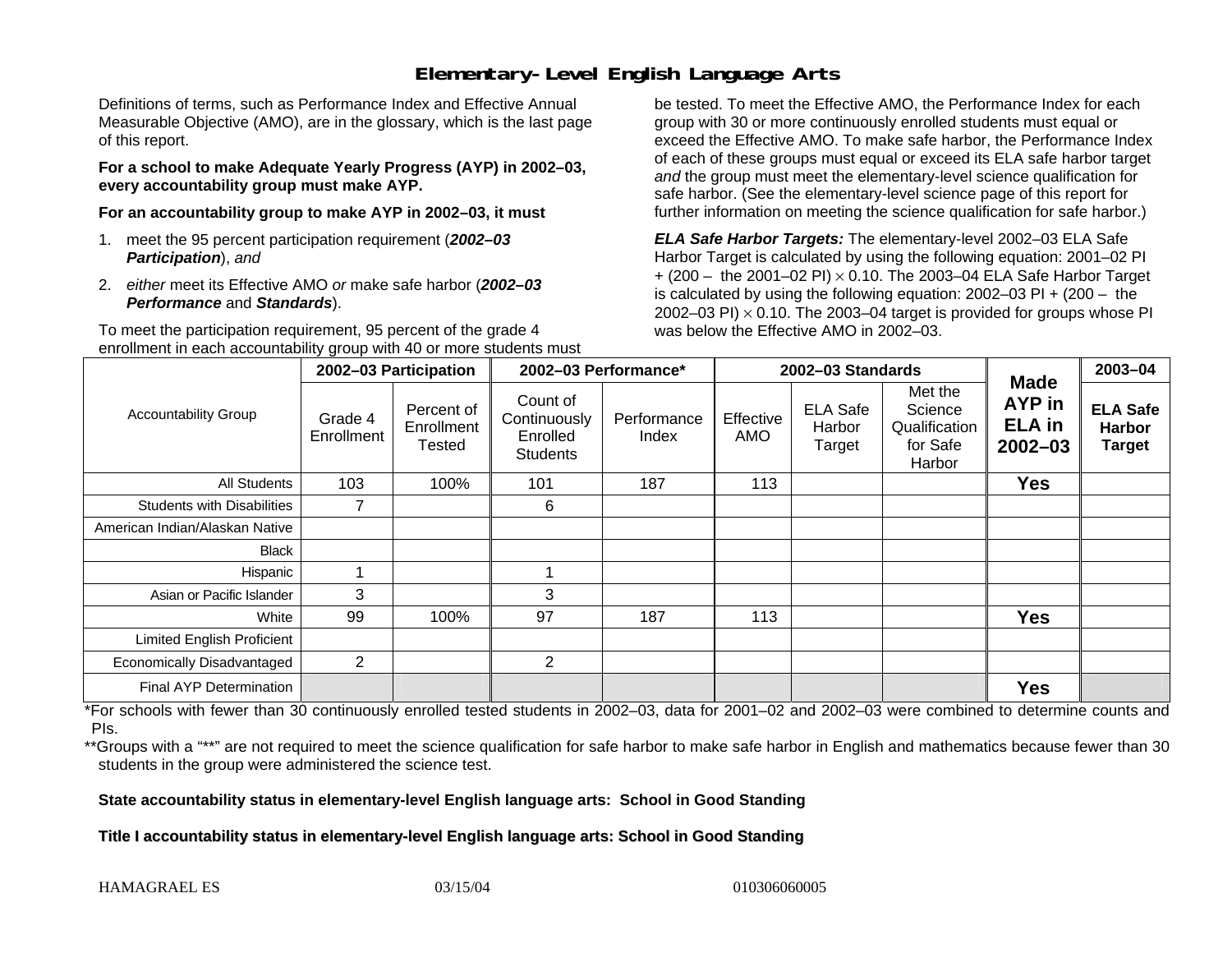# Elementary-Level English Language Arts

Definitions of terms, such as Performance Index and Effective Annual Measurable Objective (AMO), are in the glossary, which is the last page of this report.

**For a school to make Adequate Yearly Progress (AYP) in 2002–03, every accountability group must make AYP.**

**For an accountability group to make AYP in 2002–03, it must**

1. meet the 95 percent participation requirement (***2002–03 Participation***), *and*
2. *either* meet its Effective AMO *or* make safe harbor (***2002–03 Performance*** and ***Standards***).

To meet the participation requirement, 95 percent of the grade 4 enrollment in each accountability group with 40 or more students must be tested. To meet the Effective AMO, the Performance Index for each group with 30 or more continuously enrolled students must equal or exceed the Effective AMO. To make safe harbor, the Performance Index of each of these groups must equal or exceed its ELA safe harbor target *and* the group must meet the elementary-level science qualification for safe harbor. (See the elementary-level science page of this report for further information on meeting the science qualification for safe harbor.)

***ELA Safe Harbor Targets:*** The elementary-level 2002–03 ELA Safe Harbor Target is calculated by using the following equation: 2001–02 PI + (200 – the 2001–02 PI) × 0.10. The 2003–04 ELA Safe Harbor Target is calculated by using the following equation: 2002–03 PI + (200 – the 2002–03 PI) × 0.10. The 2003–04 target is provided for groups whose PI was below the Effective AMO in 2002–03.

| Accountability Group | 2002–03 Participation | | 2002–03 Performance* | | 2002–03 Standards | | | Made AYP in ELA in 2002–03 | 2003–04 |
|---|---|---|---|---|---|---|---|---|---|
| | Grade 4 Enrollment | Percent of Enrollment Tested | Count of Continuously Enrolled Students | Performance Index | Effective AMO | ELA Safe Harbor Target | Met the Science Qualification for Safe Harbor | | ELA Safe Harbor Target |
| All Students | 103 | 100% | 101 | 187 | 113 | | | **Yes** | |
| Students with Disabilities | 7 | | 6 | | | | | | |
| American Indian/Alaskan Native | | | | | | | | | |
| Black | | | | | | | | | |
| Hispanic | 1 | | 1 | | | | | | |
| Asian or Pacific Islander | 3 | | 3 | | | | | | |
| White | 99 | 100% | 97 | 187 | 113 | | | **Yes** | |
| Limited English Proficient | | | | | | | | | |
| Economically Disadvantaged | 2 | | 2 | | | | | | |
| Final AYP Determination | | | | | | | | **Yes** | |

*For schools with fewer than 30 continuously enrolled tested students in 2002–03, data for 2001–02 and 2002–03 were combined to determine counts and PIs.

**Groups with a "**" are not required to meet the science qualification for safe harbor to make safe harbor in English and mathematics because fewer than 30 students in the group were administered the science test.

**State accountability status in elementary-level English language arts: School in Good Standing**

**Title I accountability status in elementary-level English language arts: School in Good Standing**

HAMAGRAEL ES 03/15/04 010306060005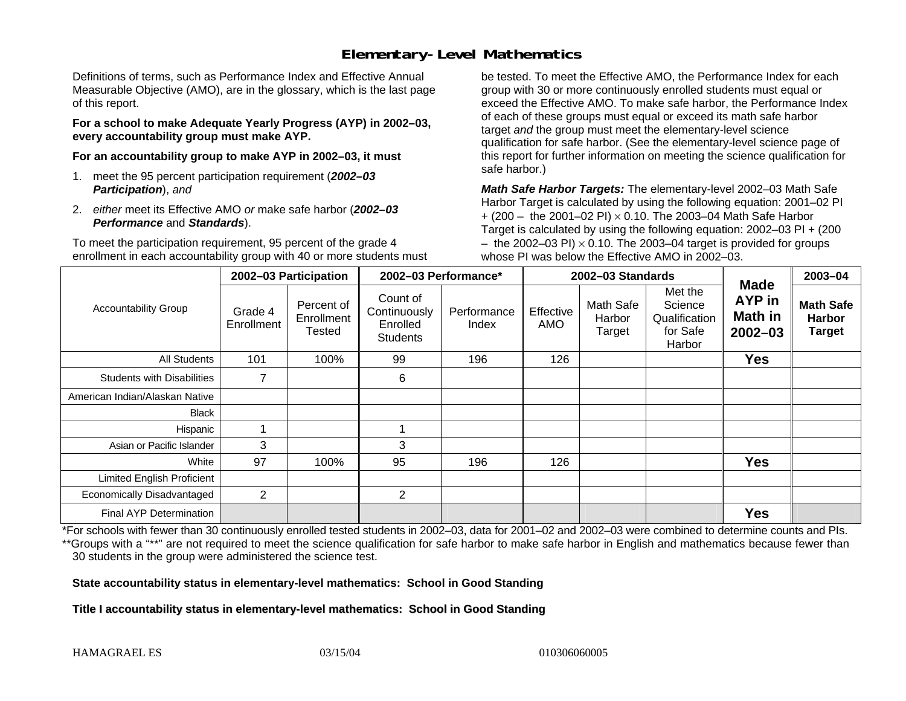# Elementary-Level Mathematics

Definitions of terms, such as Performance Index and Effective Annual Measurable Objective (AMO), are in the glossary, which is the last page of this report.

**For a school to make Adequate Yearly Progress (AYP) in 2002–03, every accountability group must make AYP.**

**For an accountability group to make AYP in 2002–03, it must**

1. meet the 95 percent participation requirement (***2002–03 Participation***), *and*
2. *either* meet its Effective AMO *or* make safe harbor (***2002–03 Performance*** and ***Standards***).

To meet the participation requirement, 95 percent of the grade 4 enrollment in each accountability group with 40 or more students must be tested. To meet the Effective AMO, the Performance Index for each group with 30 or more continuously enrolled students must equal or exceed the Effective AMO. To make safe harbor, the Performance Index of each of these groups must equal or exceed its math safe harbor target *and* the group must meet the elementary-level science qualification for safe harbor. (See the elementary-level science page of this report for further information on meeting the science qualification for safe harbor.)

***Math Safe Harbor Targets:*** The elementary-level 2002–03 Math Safe Harbor Target is calculated by using the following equation: 2001–02 PI + (200 – the 2001–02 PI) $\times$ 0.10. The 2003–04 Math Safe Harbor Target is calculated by using the following equation: 2002–03 PI + (200 – the 2002–03 PI) $\times$ 0.10. The 2003–04 target is provided for groups whose PI was below the Effective AMO in 2002–03.

| Accountability Group | 2002–03 Participation | | 2002–03 Performance* | | 2002–03 Standards | | | Made AYP in Math in 2002–03 | 2003–04 |
|---|---|---|---|---|---|---|---|---|---|
| | Grade 4 Enrollment | Percent of Enrollment Tested | Count of Continuously Enrolled Students | Performance Index | Effective AMO | Math Safe Harbor Target | Met the Science Qualification for Safe Harbor | | Math Safe Harbor Target |
| All Students | 101 | 100% | 99 | 196 | 126 | | | **Yes** | |
| Students with Disabilities | 7 | | 6 | | | | | | |
| American Indian/Alaskan Native | | | | | | | | | |
| Black | | | | | | | | | |
| Hispanic | 1 | | 1 | | | | | | |
| Asian or Pacific Islander | 3 | | 3 | | | | | | |
| White | 97 | 100% | 95 | 196 | 126 | | | **Yes** | |
| Limited English Proficient | | | | | | | | | |
| Economically Disadvantaged | 2 | | 2 | | | | | | |
| Final AYP Determination | | | | | | | | **Yes** | |

*For schools with fewer than 30 continuously enrolled tested students in 2002–03, data for 2001–02 and 2002–03 were combined to determine counts and PIs.

**Groups with a "**" are not required to meet the science qualification for safe harbor to make safe harbor in English and mathematics because fewer than 30 students in the group were administered the science test.

**State accountability status in elementary-level mathematics: School in Good Standing**

**Title I accountability status in elementary-level mathematics: School in Good Standing**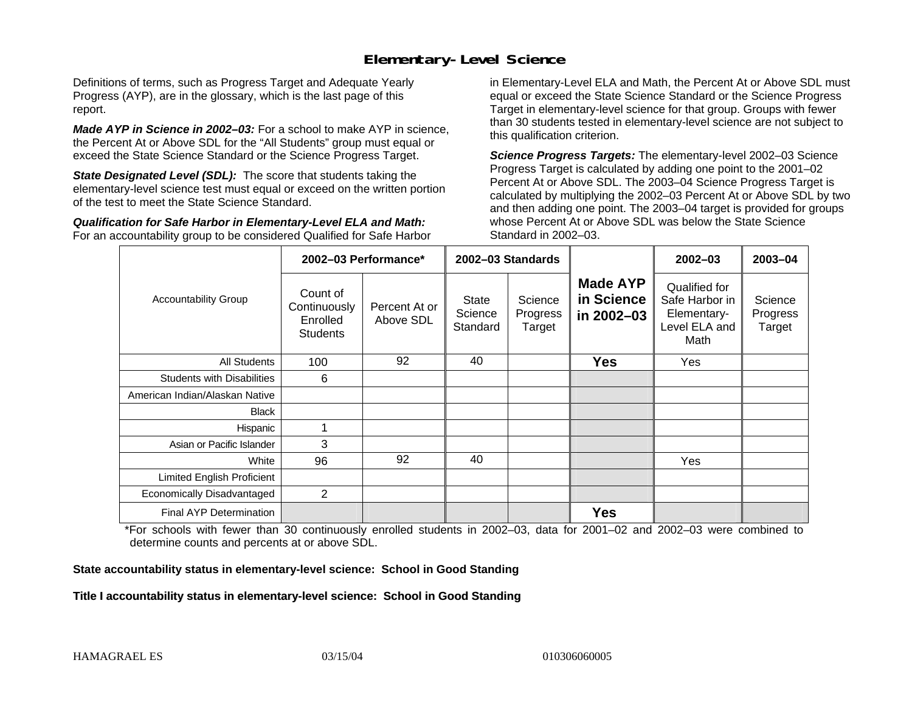## Elementary-Level Science

Definitions of terms, such as Progress Target and Adequate Yearly Progress (AYP), are in the glossary, which is the last page of this report.

***Made AYP in Science in 2002–03:*** For a school to make AYP in science, the Percent At or Above SDL for the "All Students" group must equal or exceed the State Science Standard or the Science Progress Target.

***State Designated Level (SDL):*** The score that students taking the elementary-level science test must equal or exceed on the written portion of the test to meet the State Science Standard.

***Qualification for Safe Harbor in Elementary-Level ELA and Math:*** For an accountability group to be considered Qualified for Safe Harbor in Elementary-Level ELA and Math, the Percent At or Above SDL must equal or exceed the State Science Standard or the Science Progress Target in elementary-level science for that group. Groups with fewer than 30 students tested in elementary-level science are not subject to this qualification criterion.

***Science Progress Targets:*** The elementary-level 2002–03 Science Progress Target is calculated by adding one point to the 2001–02 Percent At or Above SDL. The 2003–04 Science Progress Target is calculated by multiplying the 2002–03 Percent At or Above SDL by two and then adding one point. The 2003–04 target is provided for groups whose Percent At or Above SDL was below the State Science Standard in 2002–03.

| Accountability Group | 2002–03 Performance* | | 2002–03 Standards | | Made AYP in Science in 2002–03 | 2002–03 | 2003–04 |
|---|---|---|---|---|---|---|---|
| | Count of Continuously Enrolled Students | Percent At or Above SDL | State Science Standard | Science Progress Target | | Qualified for Safe Harbor in Elementary-Level ELA and Math | Science Progress Target |
| All Students | 100 | 92 | 40 | | **Yes** | Yes | |
| Students with Disabilities | 6 | | | | | | |
| American Indian/Alaskan Native | | | | | | | |
| Black | | | | | | | |
| Hispanic | 1 | | | | | | |
| Asian or Pacific Islander | 3 | | | | | | |
| White | 96 | 92 | 40 | | | Yes | |
| Limited English Proficient | | | | | | | |
| Economically Disadvantaged | 2 | | | | | | |
| Final AYP Determination | | | | | **Yes** | | |

*For schools with fewer than 30 continuously enrolled students in 2002–03, data for 2001–02 and 2002–03 were combined to determine counts and percents at or above SDL.

**State accountability status in elementary-level science: School in Good Standing**

**Title I accountability status in elementary-level science: School in Good Standing**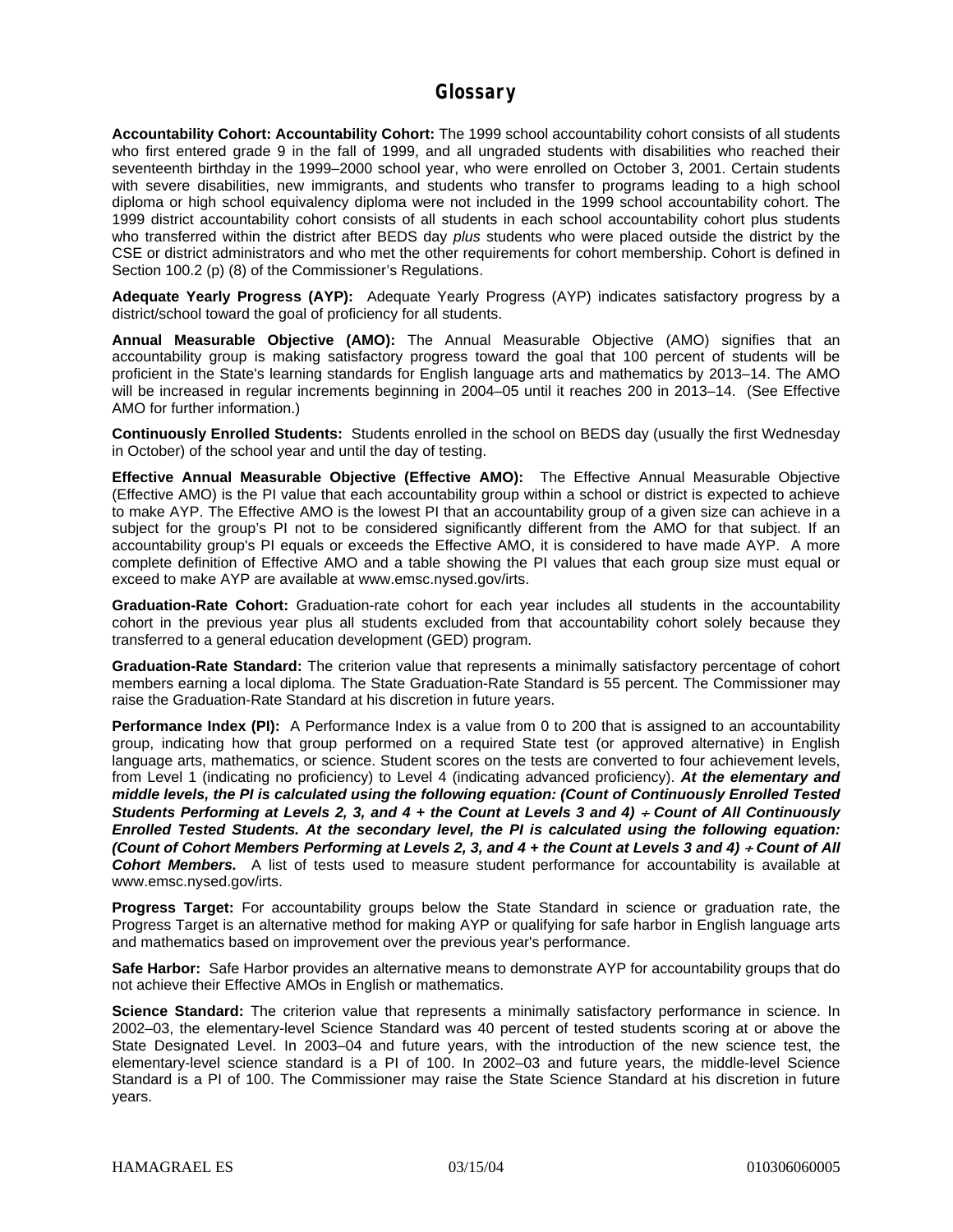# Glossary

**Accountability Cohort: Accountability Cohort:** The 1999 school accountability cohort consists of all students who first entered grade 9 in the fall of 1999, and all ungraded students with disabilities who reached their seventeenth birthday in the 1999–2000 school year, who were enrolled on October 3, 2001. Certain students with severe disabilities, new immigrants, and students who transfer to programs leading to a high school diploma or high school equivalency diploma were not included in the 1999 school accountability cohort. The 1999 district accountability cohort consists of all students in each school accountability cohort plus students who transferred within the district after BEDS day *plus* students who were placed outside the district by the CSE or district administrators and who met the other requirements for cohort membership. Cohort is defined in Section 100.2 (p) (8) of the Commissioner's Regulations.

**Adequate Yearly Progress (AYP):** Adequate Yearly Progress (AYP) indicates satisfactory progress by a district/school toward the goal of proficiency for all students.

**Annual Measurable Objective (AMO):** The Annual Measurable Objective (AMO) signifies that an accountability group is making satisfactory progress toward the goal that 100 percent of students will be proficient in the State's learning standards for English language arts and mathematics by 2013–14. The AMO will be increased in regular increments beginning in 2004–05 until it reaches 200 in 2013–14. (See Effective AMO for further information.)

**Continuously Enrolled Students:** Students enrolled in the school on BEDS day (usually the first Wednesday in October) of the school year and until the day of testing.

**Effective Annual Measurable Objective (Effective AMO):** The Effective Annual Measurable Objective (Effective AMO) is the PI value that each accountability group within a school or district is expected to achieve to make AYP. The Effective AMO is the lowest PI that an accountability group of a given size can achieve in a subject for the group's PI not to be considered significantly different from the AMO for that subject. If an accountability group's PI equals or exceeds the Effective AMO, it is considered to have made AYP. A more complete definition of Effective AMO and a table showing the PI values that each group size must equal or exceed to make AYP are available at www.emsc.nysed.gov/irts.

**Graduation-Rate Cohort:** Graduation-rate cohort for each year includes all students in the accountability cohort in the previous year plus all students excluded from that accountability cohort solely because they transferred to a general education development (GED) program.

**Graduation-Rate Standard:** The criterion value that represents a minimally satisfactory percentage of cohort members earning a local diploma. The State Graduation-Rate Standard is 55 percent. The Commissioner may raise the Graduation-Rate Standard at his discretion in future years.

**Performance Index (PI):** A Performance Index is a value from 0 to 200 that is assigned to an accountability group, indicating how that group performed on a required State test (or approved alternative) in English language arts, mathematics, or science. Student scores on the tests are converted to four achievement levels, from Level 1 (indicating no proficiency) to Level 4 (indicating advanced proficiency). ***At the elementary and middle levels, the PI is calculated using the following equation: (Count of Continuously Enrolled Tested Students Performing at Levels 2, 3, and 4 + the Count at Levels 3 and 4) ÷ Count of All Continuously Enrolled Tested Students. At the secondary level, the PI is calculated using the following equation: (Count of Cohort Members Performing at Levels 2, 3, and 4 + the Count at Levels 3 and 4) ÷ Count of All Cohort Members.*** A list of tests used to measure student performance for accountability is available at www.emsc.nysed.gov/irts.

**Progress Target:** For accountability groups below the State Standard in science or graduation rate, the Progress Target is an alternative method for making AYP or qualifying for safe harbor in English language arts and mathematics based on improvement over the previous year's performance.

**Safe Harbor:** Safe Harbor provides an alternative means to demonstrate AYP for accountability groups that do not achieve their Effective AMOs in English or mathematics.

**Science Standard:** The criterion value that represents a minimally satisfactory performance in science. In 2002–03, the elementary-level Science Standard was 40 percent of tested students scoring at or above the State Designated Level. In 2003–04 and future years, with the introduction of the new science test, the elementary-level science standard is a PI of 100. In 2002–03 and future years, the middle-level Science Standard is a PI of 100. The Commissioner may raise the State Science Standard at his discretion in future years.